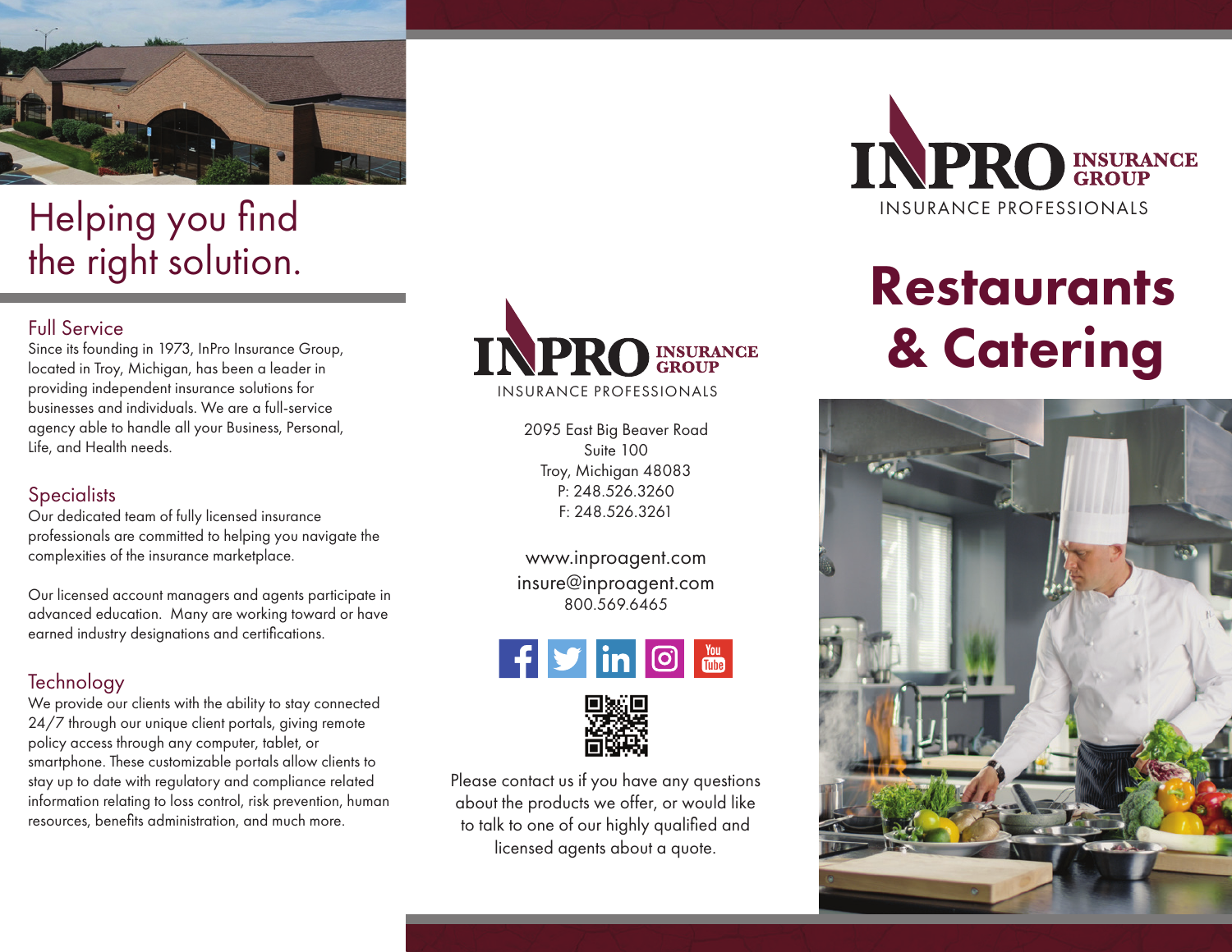# Helping you find the right solution.

## Full Service

Since its founding in 1973, InPro Insurance Group, located in Troy, Michigan, has been a leader in providing independent insurance solutions for businesses and individuals. We are a full-service agency able to handle all your Business, Personal, Life, and Health needs.

## Specialists

Our dedicated team of fully licensed insurance professionals are committed to helping you navigate the complexities of the insurance marketplace.

Our licensed account managers and agents participate in advanced education. Many are working toward or have earned industry designations and certifications.

## Technology

We provide our clients with the ability to stay connected 24/7 through our unique client portals, giving remote policy access through any computer, tablet, or smartphone. These customizable portals allow clients to stay up to date with regulatory and compliance related information relating to loss control, risk prevention, human resources, benefits administration, and much more.

INPRO INSURANCE GROUP
INSURANCE PROFESSIONALS

2095 East Big Beaver Road
Suite 100
Troy, Michigan 48083
P: 248.526.3260
F: 248.526.3261

www.inproagent.com
insure@inproagent.com
800.569.6465

Please contact us if you have any questions about the products we offer, or would like to talk to one of our highly qualified and licensed agents about a quote.

INPRO INSURANCE GROUP
INSURANCE PROFESSIONALS

# Restaurants & Catering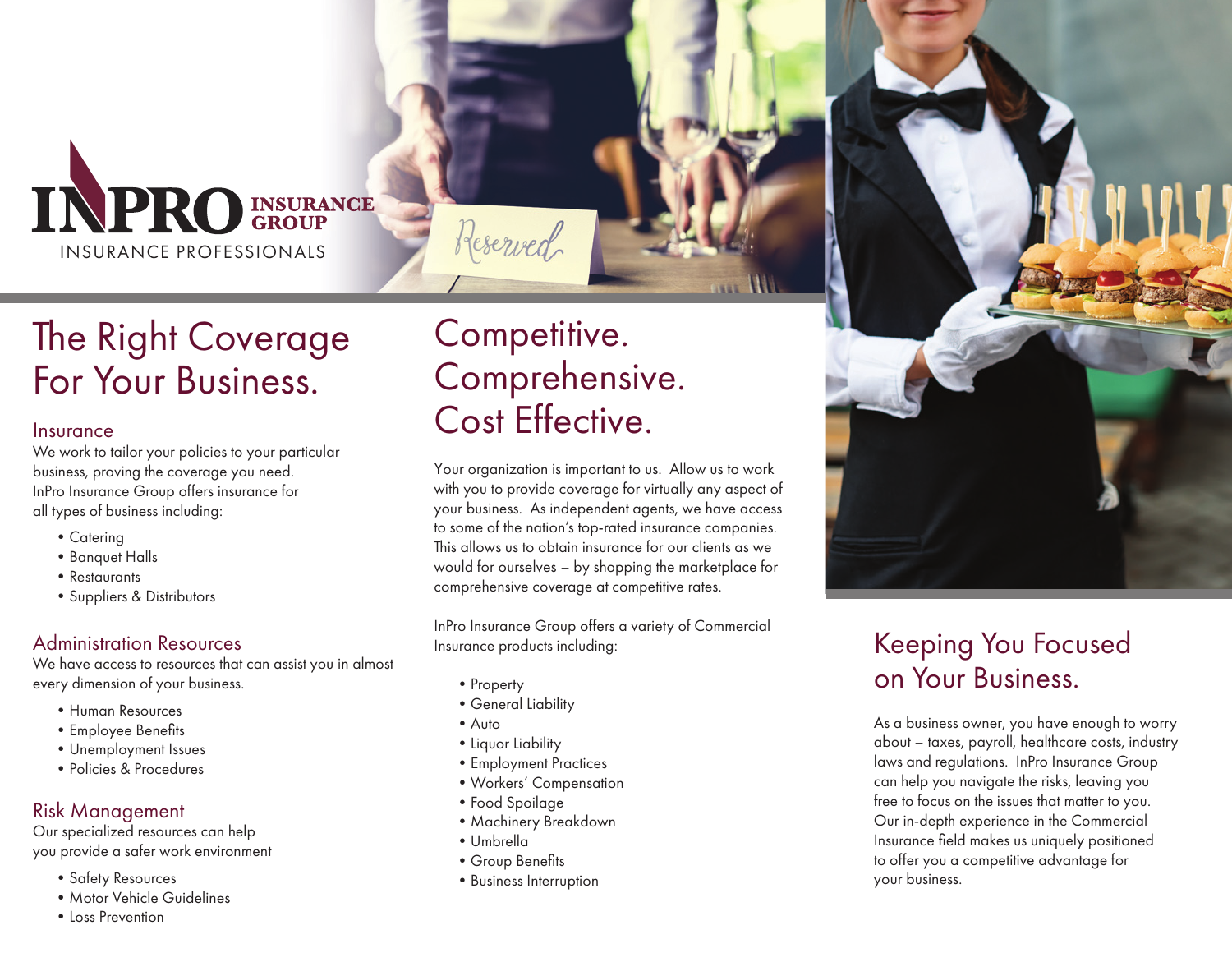INPRO INSURANCE GROUP

INSURANCE PROFESSIONALS

# The Right Coverage For Your Business.

## Insurance

We work to tailor your policies to your particular business, proving the coverage you need. InPro Insurance Group offers insurance for all types of business including:

- Catering
- Banquet Halls
- Restaurants
- Suppliers & Distributors

## Administration Resources

We have access to resources that can assist you in almost every dimension of your business.

- Human Resources
- Employee Benefits
- Unemployment Issues
- Policies & Procedures

## Risk Management

Our specialized resources can help you provide a safer work environment

- Safety Resources
- Motor Vehicle Guidelines
- Loss Prevention

# Competitive. Comprehensive. Cost Effective.

Your organization is important to us. Allow us to work with you to provide coverage for virtually any aspect of your business. As independent agents, we have access to some of the nation's top-rated insurance companies. This allows us to obtain insurance for our clients as we would for ourselves – by shopping the marketplace for comprehensive coverage at competitive rates.

InPro Insurance Group offers a variety of Commercial Insurance products including:

- Property
- General Liability
- Auto
- Liquor Liability
- Employment Practices
- Workers' Compensation
- Food Spoilage
- Machinery Breakdown
- Umbrella
- Group Benefits
- Business Interruption

# Keeping You Focused on Your Business.

As a business owner, you have enough to worry about – taxes, payroll, healthcare costs, industry laws and regulations. InPro Insurance Group can help you navigate the risks, leaving you free to focus on the issues that matter to you. Our in-depth experience in the Commercial Insurance field makes us uniquely positioned to offer you a competitive advantage for your business.